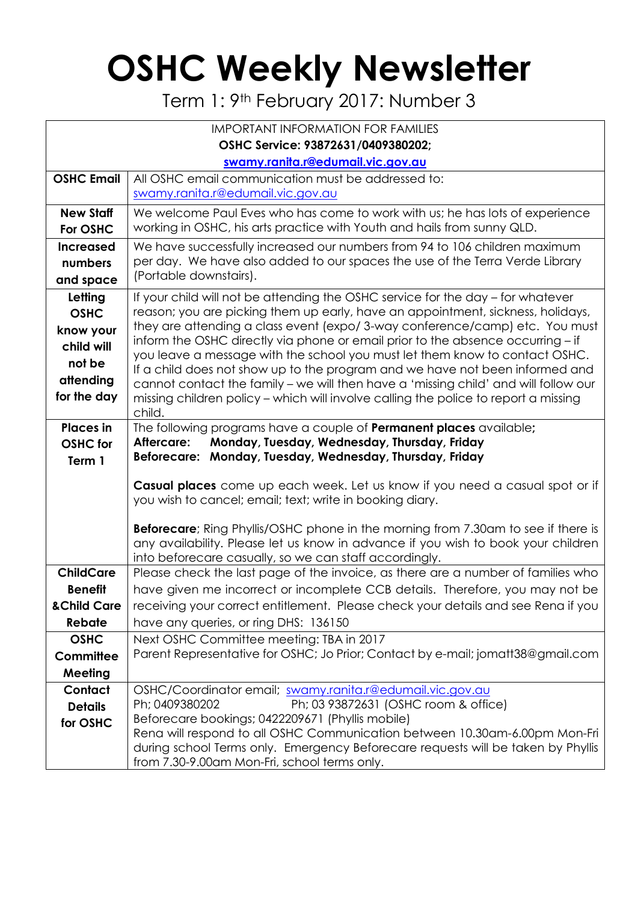# OSHC Weekly Newsletter

Term 1: 9th February 2017: Number 3

| IMPORTANT INFORMATION FOR FAMILIES<br>**OSHC Service: 93872631/0409380202;**<br>**swamy.ranita.r@edumail.vic.gov.au** | |
|---|---|
| **OSHC Email** | All OSHC email communication must be addressed to:<br>swamy.ranita.r@edumail.vic.gov.au |
| **New Staff For OSHC** | We welcome Paul Eves who has come to work with us; he has lots of experience working in OSHC, his arts practice with Youth and hails from sunny QLD. |
| **Increased numbers and space** | We have successfully increased our numbers from 94 to 106 children maximum per day. We have also added to our spaces the use of the Terra Verde Library (Portable downstairs). |
| **Letting OSHC know your child will not be attending for the day** | If your child will not be attending the OSHC service for the day – for whatever reason; you are picking them up early, have an appointment, sickness, holidays, they are attending a class event (expo/ 3-way conference/camp) etc. You must inform the OSHC directly via phone or email prior to the absence occurring – if you leave a message with the school you must let them know to contact OSHC. If a child does not show up to the program and we have not been informed and cannot contact the family – we will then have a 'missing child' and will follow our missing children policy – which will involve calling the police to report a missing child. |
| **Places in OSHC for Term 1** | The following programs have a couple of **Permanent places** available**;**<br>**Aftercare: Monday, Tuesday, Wednesday, Thursday, Friday**<br>**Beforecare: Monday, Tuesday, Wednesday, Thursday, Friday**<br><br>**Casual places** come up each week. Let us know if you need a casual spot or if you wish to cancel; email; text; write in booking diary.<br><br>**Beforecare**; Ring Phyllis/OSHC phone in the morning from 7.30am to see if there is any availability. Please let us know in advance if you wish to book your children into beforecare casually, so we can staff accordingly. |
| **ChildCare Benefit &Child Care Rebate** | Please check the last page of the invoice, as there are a number of families who have given me incorrect or incomplete CCB details. Therefore, you may not be receiving your correct entitlement. Please check your details and see Rena if you have any queries, or ring DHS: 136150 |
| **OSHC Committee Meeting** | Next OSHC Committee meeting: TBA in 2017<br>Parent Representative for OSHC; Jo Prior; Contact by e-mail; jomatt38@gmail.com |
| **Contact Details for OSHC** | OSHC/Coordinator email; swamy.ranita.r@edumail.vic.gov.au<br>Ph; 0409380202 Ph; 03 93872631 (OSHC room & office)<br>Beforecare bookings; 0422209671 (Phyllis mobile)<br>Rena will respond to all OSHC Communication between 10.30am-6.00pm Mon-Fri during school Terms only. Emergency Beforecare requests will be taken by Phyllis from 7.30-9.00am Mon-Fri, school terms only. |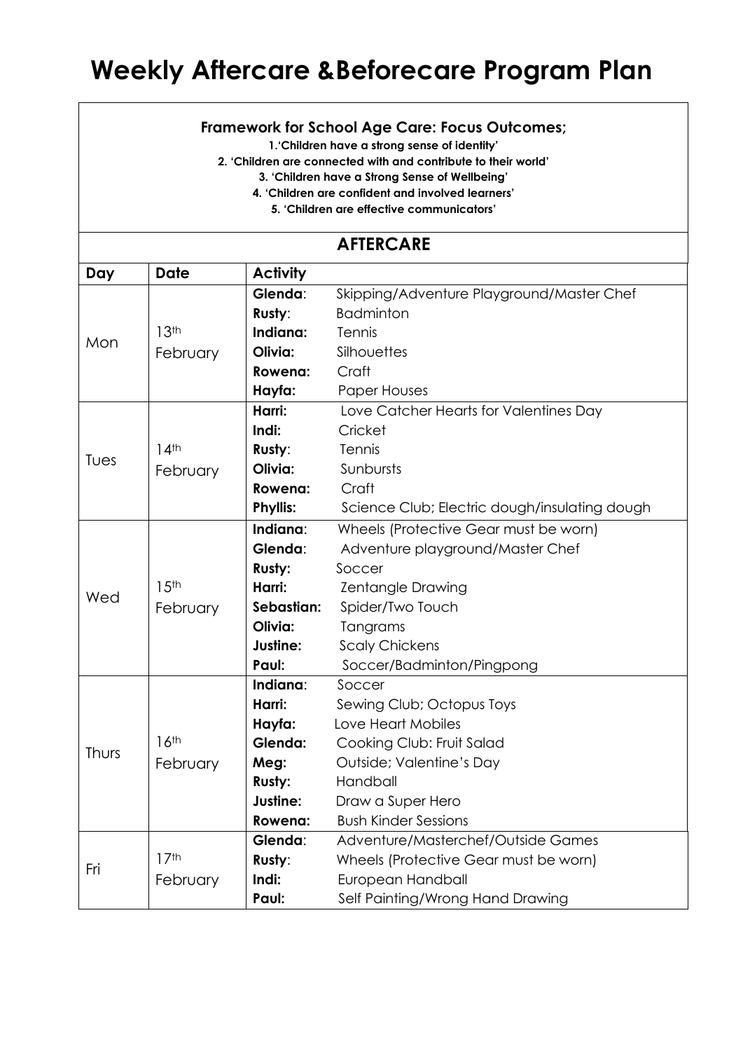# Weekly Aftercare &Beforecare Program Plan

**Framework for School Age Care: Focus Outcomes;**

**1.'Children have a strong sense of identity'**
**2. 'Children are connected with and contribute to their world'**
**3. 'Children have a Strong Sense of Wellbeing'**
**4. 'Children are confident and involved learners'**
**5. 'Children are effective communicators'**

## AFTERCARE

| Day | Date | Activity | |
|---|---|---|---|
| Mon | 13th February | **Glenda**: | Skipping/Adventure Playground/Master Chef |
| | | **Rusty**: | Badminton |
| | | **Indiana:** | Tennis |
| | | **Olivia:** | Silhouettes |
| | | **Rowena:** | Craft |
| | | **Hayfa:** | Paper Houses |
| Tues | 14th February | **Harri:** | Love Catcher Hearts for Valentines Day |
| | | **Indi:** | Cricket |
| | | **Rusty**: | Tennis |
| | | **Olivia:** | Sunbursts |
| | | **Rowena:** | Craft |
| | | **Phyllis:** | Science Club; Electric dough/insulating dough |
| Wed | 15th February | **Indiana**: | Wheels (Protective Gear must be worn) |
| | | **Glenda**: | Adventure playground/Master Chef |
| | | **Rusty:** | Soccer |
| | | **Harri:** | Zentangle Drawing |
| | | **Sebastian:** | Spider/Two Touch |
| | | **Olivia:** | Tangrams |
| | | **Justine:** | Scaly Chickens |
| | | **Paul:** | Soccer/Badminton/Pingpong |
| Thurs | 16th February | **Indiana**: | Soccer |
| | | **Harri:** | Sewing Club; Octopus Toys |
| | | **Hayfa:** | Love Heart Mobiles |
| | | **Glenda:** | Cooking Club: Fruit Salad |
| | | **Meg:** | Outside; Valentine's Day |
| | | **Rusty:** | Handball |
| | | **Justine:** | Draw a Super Hero |
| | | **Rowena:** | Bush Kinder Sessions |
| Fri | 17th February | **Glenda**: | Adventure/Masterchef/Outside Games |
| | | **Rusty**: | Wheels (Protective Gear must be worn) |
| | | **Indi:** | European Handball |
| | | **Paul:** | Self Painting/Wrong Hand Drawing |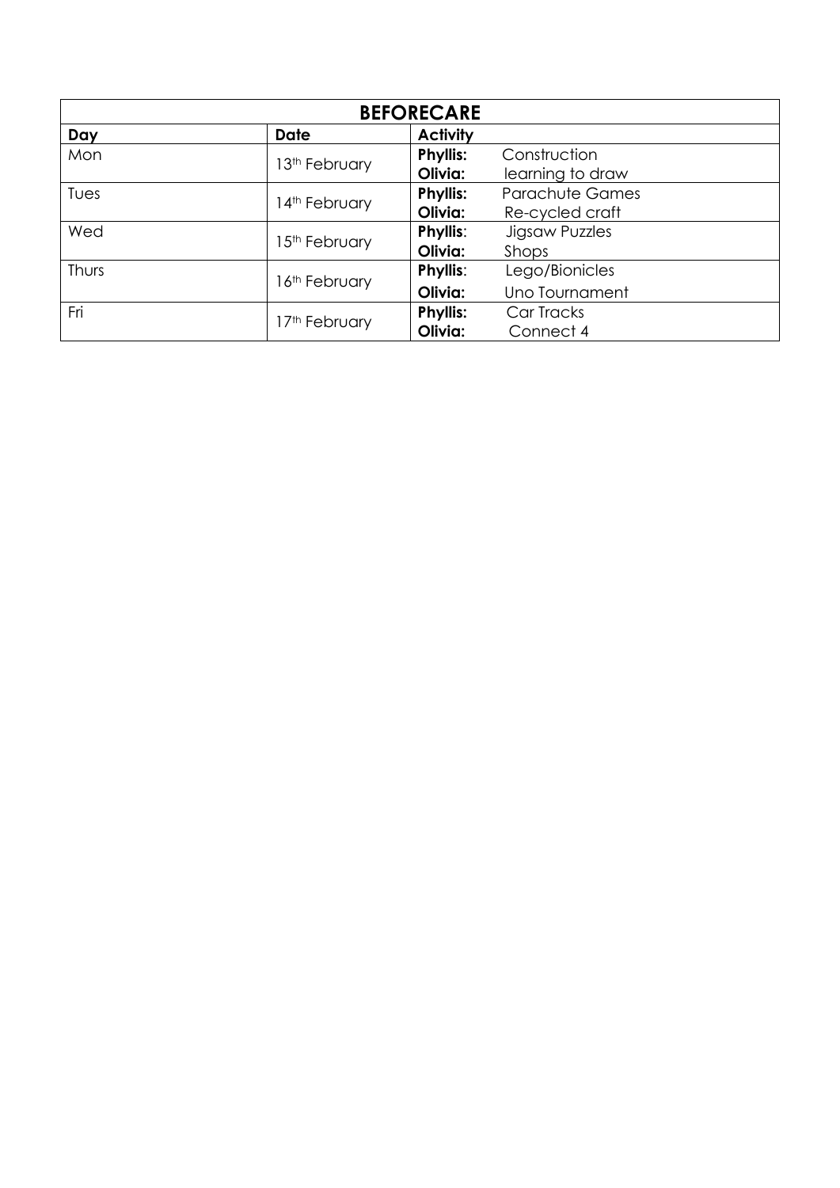| BEFORECARE | | |
|---|---|---|
| **Day** | **Date** | **Activity** |
| Mon | 13th February | **Phyllis:** Construction<br>**Olivia:** learning to draw |
| Tues | 14th February | **Phyllis:** Parachute Games<br>**Olivia:** Re-cycled craft |
| Wed | 15th February | **Phyllis**: Jigsaw Puzzles<br>**Olivia:** Shops |
| Thurs | 16th February | **Phyllis**: Lego/Bionicles<br>**Olivia:** Uno Tournament |
| Fri | 17th February | **Phyllis:** Car Tracks<br>**Olivia:** Connect 4 |